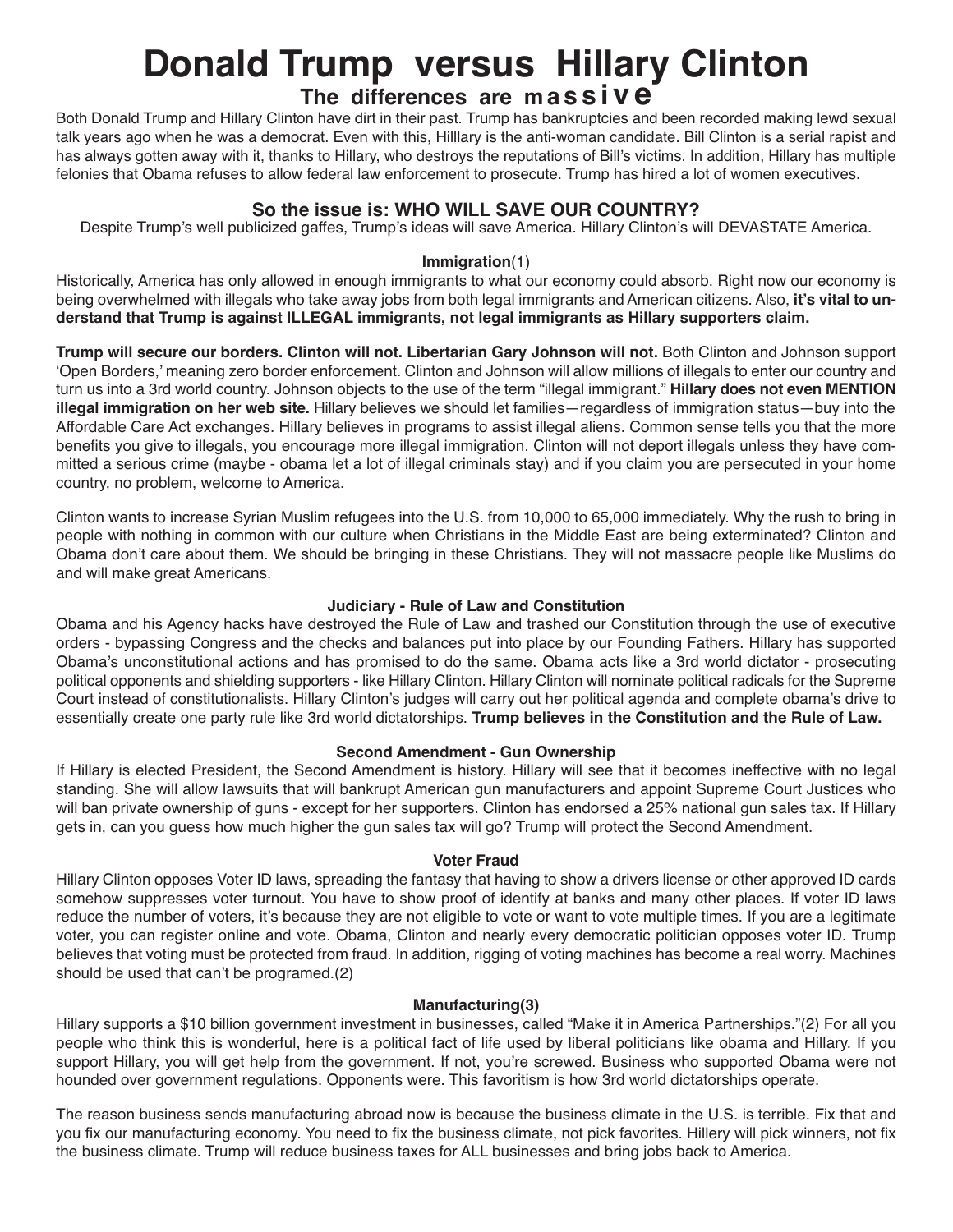# Donald Trump versus Hillary Clinton

## The differences are massive

Both Donald Trump and Hillary Clinton have dirt in their past. Trump has bankruptcies and been recorded making lewd sexual talk years ago when he was a democrat. Even with this, Hilllary is the anti-woman candidate. Bill Clinton is a serial rapist and has always gotten away with it, thanks to Hillary, who destroys the reputations of Bill's victims. In addition, Hillary has multiple felonies that Obama refuses to allow federal law enforcement to prosecute. Trump has hired a lot of women executives.

### So the issue is: WHO WILL SAVE OUR COUNTRY?

Despite Trump's well publicized gaffes, Trump's ideas will save America. Hillary Clinton's will DEVASTATE America.

#### Immigration(1)

Historically, America has only allowed in enough immigrants to what our economy could absorb. Right now our economy is being overwhelmed with illegals who take away jobs from both legal immigrants and American citizens. Also, **it's vital to understand that Trump is against ILLEGAL immigrants, not legal immigrants as Hillary supporters claim.**

**Trump will secure our borders. Clinton will not. Libertarian Gary Johnson will not.** Both Clinton and Johnson support 'Open Borders,' meaning zero border enforcement. Clinton and Johnson will allow millions of illegals to enter our country and turn us into a 3rd world country. Johnson objects to the use of the term "illegal immigrant." **Hillary does not even MENTION illegal immigration on her web site.** Hillary believes we should let families—regardless of immigration status—buy into the Affordable Care Act exchanges. Hillary believes in programs to assist illegal aliens. Common sense tells you that the more benefits you give to illegals, you encourage more illegal immigration. Clinton will not deport illegals unless they have committed a serious crime (maybe - obama let a lot of illegal criminals stay) and if you claim you are persecuted in your home country, no problem, welcome to America.

Clinton wants to increase Syrian Muslim refugees into the U.S. from 10,000 to 65,000 immediately. Why the rush to bring in people with nothing in common with our culture when Christians in the Middle East are being exterminated? Clinton and Obama don't care about them. We should be bringing in these Christians. They will not massacre people like Muslims do and will make great Americans.

#### Judiciary - Rule of Law and Constitution

Obama and his Agency hacks have destroyed the Rule of Law and trashed our Constitution through the use of executive orders - bypassing Congress and the checks and balances put into place by our Founding Fathers. Hillary has supported Obama's unconstitutional actions and has promised to do the same. Obama acts like a 3rd world dictator - prosecuting political opponents and shielding supporters - like Hillary Clinton. Hillary Clinton will nominate political radicals for the Supreme Court instead of constitutionalists. Hillary Clinton's judges will carry out her political agenda and complete obama's drive to essentially create one party rule like 3rd world dictatorships. **Trump believes in the Constitution and the Rule of Law.**

#### Second Amendment - Gun Ownership

If Hillary is elected President, the Second Amendment is history. Hillary will see that it becomes ineffective with no legal standing. She will allow lawsuits that will bankrupt American gun manufacturers and appoint Supreme Court Justices who will ban private ownership of guns - except for her supporters. Clinton has endorsed a 25% national gun sales tax. If Hillary gets in, can you guess how much higher the gun sales tax will go? Trump will protect the Second Amendment.

#### Voter Fraud

Hillary Clinton opposes Voter ID laws, spreading the fantasy that having to show a drivers license or other approved ID cards somehow suppresses voter turnout. You have to show proof of identify at banks and many other places. If voter ID laws reduce the number of voters, it's because they are not eligible to vote or want to vote multiple times. If you are a legitimate voter, you can register online and vote. Obama, Clinton and nearly every democratic politician opposes voter ID. Trump believes that voting must be protected from fraud. In addition, rigging of voting machines has become a real worry. Machines should be used that can't be programed.(2)

#### Manufacturing(3)

Hillary supports a $10 billion government investment in businesses, called "Make it in America Partnerships."(2) For all you people who think this is wonderful, here is a political fact of life used by liberal politicians like obama and Hillary. If you support Hillary, you will get help from the government. If not, you're screwed. Business who supported Obama were not hounded over government regulations. Opponents were. This favoritism is how 3rd world dictatorships operate.

The reason business sends manufacturing abroad now is because the business climate in the U.S. is terrible. Fix that and you fix our manufacturing economy. You need to fix the business climate, not pick favorites. Hillery will pick winners, not fix the business climate. Trump will reduce business taxes for ALL businesses and bring jobs back to America.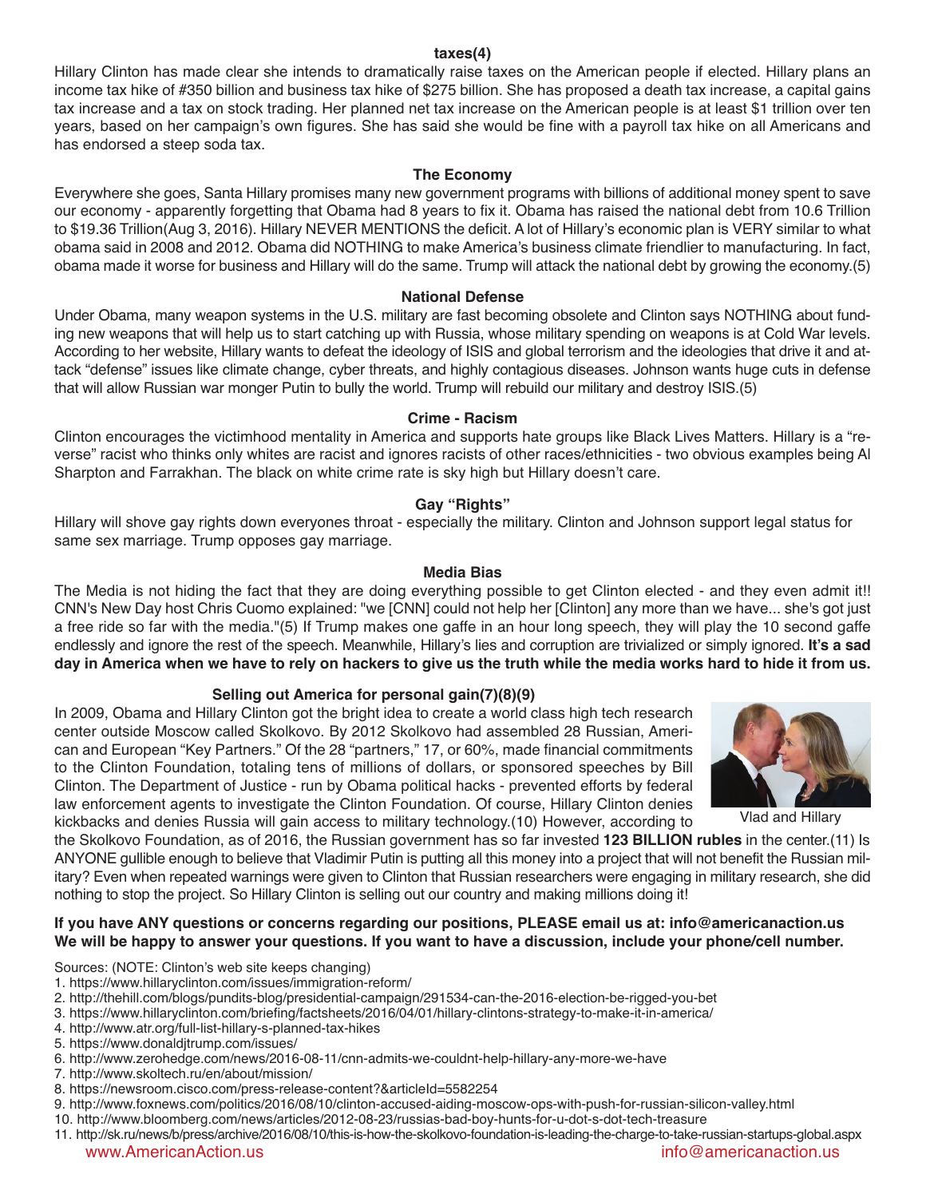### taxes(4)

Hillary Clinton has made clear she intends to dramatically raise taxes on the American people if elected. Hillary plans an income tax hike of #350 billion and business tax hike of $275 billion. She has proposed a death tax increase, a capital gains tax increase and a tax on stock trading. Her planned net tax increase on the American people is at least $1 trillion over ten years, based on her campaign's own figures. She has said she would be fine with a payroll tax hike on all Americans and has endorsed a steep soda tax.

### The Economy

Everywhere she goes, Santa Hillary promises many new government programs with billions of additional money spent to save our economy - apparently forgetting that Obama had 8 years to fix it. Obama has raised the national debt from 10.6 Trillion to $19.36 Trillion(Aug 3, 2016). Hillary NEVER MENTIONS the deficit. A lot of Hillary's economic plan is VERY similar to what obama said in 2008 and 2012. Obama did NOTHING to make America's business climate friendlier to manufacturing. In fact, obama made it worse for business and Hillary will do the same. Trump will attack the national debt by growing the economy.(5)

### National Defense

Under Obama, many weapon systems in the U.S. military are fast becoming obsolete and Clinton says NOTHING about funding new weapons that will help us to start catching up with Russia, whose military spending on weapons is at Cold War levels. According to her website, Hillary wants to defeat the ideology of ISIS and global terrorism and the ideologies that drive it and attack "defense" issues like climate change, cyber threats, and highly contagious diseases. Johnson wants huge cuts in defense that will allow Russian war monger Putin to bully the world. Trump will rebuild our military and destroy ISIS.(5)

### Crime - Racism

Clinton encourages the victimhood mentality in America and supports hate groups like Black Lives Matters. Hillary is a "reverse" racist who thinks only whites are racist and ignores racists of other races/ethnicities - two obvious examples being Al Sharpton and Farrakhan. The black on white crime rate is sky high but Hillary doesn't care.

### Gay "Rights"

Hillary will shove gay rights down everyones throat - especially the military. Clinton and Johnson support legal status for same sex marriage. Trump opposes gay marriage.

### Media Bias

The Media is not hiding the fact that they are doing everything possible to get Clinton elected - and they even admit it!! CNN's New Day host Chris Cuomo explained: "we [CNN] could not help her [Clinton] any more than we have... she's got just a free ride so far with the media."(5) If Trump makes one gaffe in an hour long speech, they will play the 10 second gaffe endlessly and ignore the rest of the speech. Meanwhile, Hillary's lies and corruption are trivialized or simply ignored. **It's a sad day in America when we have to rely on hackers to give us the truth while the media works hard to hide it from us.**

### Selling out America for personal gain(7)(8)(9)

In 2009, Obama and Hillary Clinton got the bright idea to create a world class high tech research center outside Moscow called Skolkovo. By 2012 Skolkovo had assembled 28 Russian, American and European "Key Partners." Of the 28 "partners," 17, or 60%, made financial commitments to the Clinton Foundation, totaling tens of millions of dollars, or sponsored speeches by Bill Clinton. The Department of Justice - run by Obama political hacks - prevented efforts by federal law enforcement agents to investigate the Clinton Foundation. Of course, Hillary Clinton denies kickbacks and denies Russia will gain access to military technology.(10) However, according to the Skolkovo Foundation, as of 2016, the Russian government has so far invested **123 BILLION rubles** in the center.(11) Is ANYONE gullible enough to believe that Vladimir Putin is putting all this money into a project that will not benefit the Russian military? Even when repeated warnings were given to Clinton that Russian researchers were engaging in military research, she did nothing to stop the project. So Hillary Clinton is selling out our country and making millions doing it!

Vlad and Hillary

**If you have ANY questions or concerns regarding our positions, PLEASE email us at: info@americanaction.us**
**We will be happy to answer your questions. If you want to have a discussion, include your phone/cell number.**

Sources: (NOTE: Clinton's web site keeps changing)

1. https://www.hillaryclinton.com/issues/immigration-reform/
2. http://thehill.com/blogs/pundits-blog/presidential-campaign/291534-can-the-2016-election-be-rigged-you-bet
3. https://www.hillaryclinton.com/briefing/factsheets/2016/04/01/hillary-clintons-strategy-to-make-it-in-america/
4. http://www.atr.org/full-list-hillary-s-planned-tax-hikes
5. https://www.donaldjtrump.com/issues/
6. http://www.zerohedge.com/news/2016-08-11/cnn-admits-we-couldnt-help-hillary-any-more-we-have
7. http://www.skoltech.ru/en/about/mission/
8. https://newsroom.cisco.com/press-release-content?&articleId=5582254
9. http://www.foxnews.com/politics/2016/08/10/clinton-accused-aiding-moscow-ops-with-push-for-russian-silicon-valley.html
10. http://www.bloomberg.com/news/articles/2012-08-23/russias-bad-boy-hunts-for-u-dot-s-dot-tech-treasure
11. http://sk.ru/news/b/press/archive/2016/08/10/this-is-how-the-skolkovo-foundation-is-leading-the-charge-to-take-russian-startups-global.aspx

www.AmericanAction.us info@americanaction.us